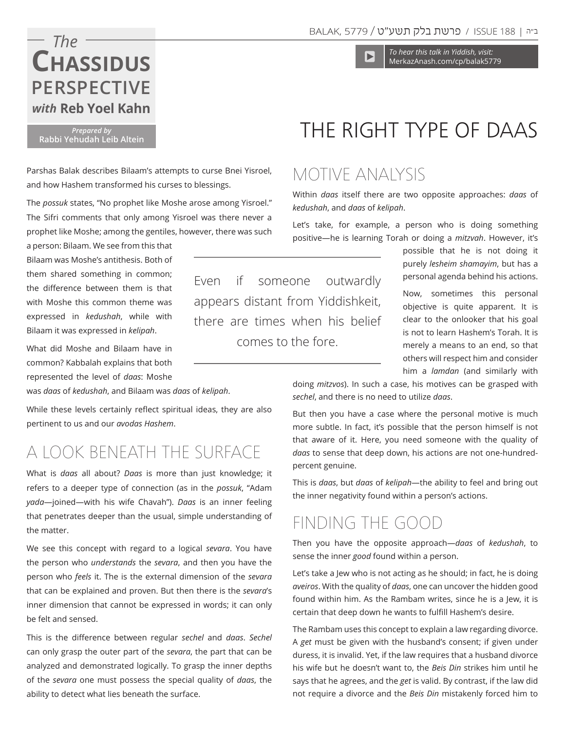# The Chassidus Perspective with Reb Yoel Kahn

Prepared by Rabbi Yehudah Leib Altein

To hear this talk in Yiddish, visit: MerkazAnash.com/cp/balak5779

# THE RIGHT TYPE OF DAAS

Parshas Balak describes Bilaam's attempts to curse Bnei Yisroel, and how Hashem transformed his curses to blessings.

The *possuk* states, "No prophet like Moshe arose among Yisroel." The Sifri comments that only among Yisroel was there never a prophet like Moshe; among the gentiles, however, there was such a person: Bilaam. We see from this that Bilaam was Moshe's antithesis. Both of them shared something in common; the difference between them is that with Moshe this common theme was expressed in *kedushah*, while with Bilaam it was expressed in *kelipah*.

What did Moshe and Bilaam have in common? Kabbalah explains that both represented the level of *daas*: Moshe was *daas* of *kedushah*, and Bilaam was *daas* of *kelipah*.

While these levels certainly reflect spiritual ideas, they are also pertinent to us and our *avodas Hashem*.

## A LOOK BENEATH THE SURFACE

What is *daas* all about? *Daas* is more than just knowledge; it refers to a deeper type of connection (as in the *possuk*, "Adam *yada*—joined—with his wife Chavah"). *Daas* is an inner feeling that penetrates deeper than the usual, simple understanding of the matter.

We see this concept with regard to a logical *sevara*. You have the person who *understands* the *sevara*, and then you have the person who *feels* it. The is the external dimension of the *sevara* that can be explained and proven. But then there is the *sevara*'s inner dimension that cannot be expressed in words; it can only be felt and sensed.

This is the difference between regular *sechel* and *daas*. *Sechel* can only grasp the outer part of the *sevara*, the part that can be analyzed and demonstrated logically. To grasp the inner depths of the *sevara* one must possess the special quality of *daas*, the ability to detect what lies beneath the surface.

## MOTIVE ANALYSIS

Within *daas* itself there are two opposite approaches: *daas* of *kedushah*, and *daas* of *kelipah*.

Let's take, for example, a person who is doing something positive—he is learning Torah or doing a *mitzvah*. However, it's possible that he is not doing it purely *lesheim shamayim*, but has a personal agenda behind his actions.

> Even if someone outwardly appears distant from Yiddishkeit, there are times when his belief comes to the fore.

Now, sometimes this personal objective is quite apparent. It is clear to the onlooker that his goal is not to learn Hashem's Torah. It is merely a means to an end, so that others will respect him and consider him a *lamdan* (and similarly with doing *mitzvos*). In such a case, his motives can be grasped with *sechel*, and there is no need to utilize *daas*.

But then you have a case where the personal motive is much more subtle. In fact, it's possible that the person himself is not that aware of it. Here, you need someone with the quality of *daas* to sense that deep down, his actions are not one-hundred-percent genuine.

This is *daas*, but *daas* of *kelipah*—the ability to feel and bring out the inner negativity found within a person's actions.

## FINDING THE GOOD

Then you have the opposite approach—*daas* of *kedushah*, to sense the inner *good* found within a person.

Let's take a Jew who is not acting as he should; in fact, he is doing *aveiros*. With the quality of *daas*, one can uncover the hidden good found within him. As the Rambam writes, since he is a Jew, it is certain that deep down he wants to fulfill Hashem's desire.

The Rambam uses this concept to explain a law regarding divorce. A *get* must be given with the husband's consent; if given under duress, it is invalid. Yet, if the law requires that a husband divorce his wife but he doesn't want to, the *Beis Din* strikes him until he says that he agrees, and the *get* is valid. By contrast, if the law did not require a divorce and the *Beis Din* mistakenly forced him to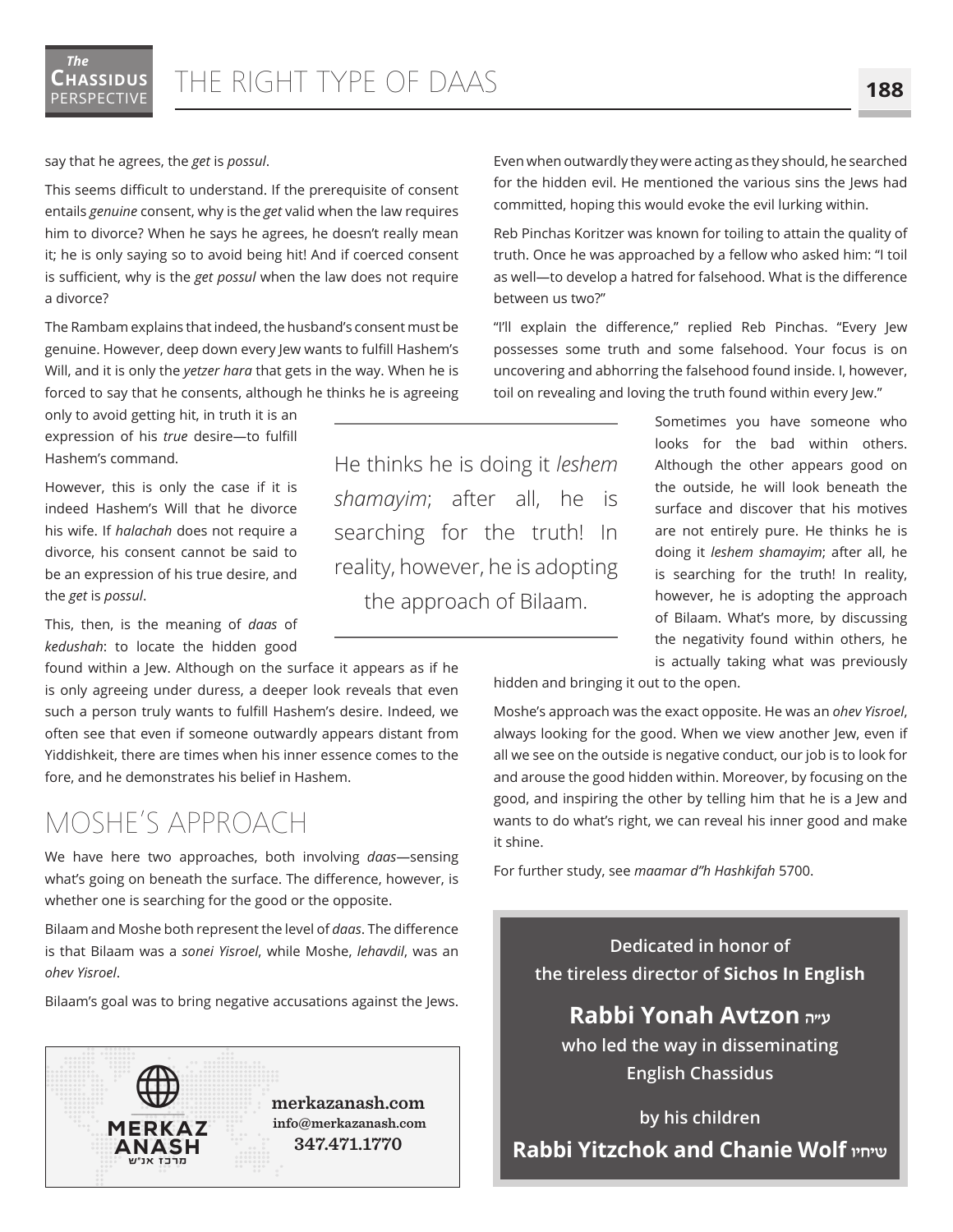say that he agrees, the *get* is *possul*.

This seems difficult to understand. If the prerequisite of consent entails *genuine* consent, why is the *get* valid when the law requires him to divorce? When he says he agrees, he doesn't really mean it; he is only saying so to avoid being hit! And if coerced consent is sufficient, why is the *get possul* when the law does not require a divorce?

The Rambam explains that indeed, the husband's consent must be genuine. However, deep down every Jew wants to fulfill Hashem's Will, and it is only the *yetzer hara* that gets in the way. When he is forced to say that he consents, although he thinks he is agreeing only to avoid getting hit, in truth it is an expression of his *true* desire—to fulfill Hashem's command.

However, this is only the case if it is indeed Hashem's Will that he divorce his wife. If *halachah* does not require a divorce, his consent cannot be said to be an expression of his true desire, and the *get* is *possul*.

This, then, is the meaning of *daas* of *kedushah*: to locate the hidden good found within a Jew. Although on the surface it appears as if he is only agreeing under duress, a deeper look reveals that even such a person truly wants to fulfill Hashem's desire. Indeed, we often see that even if someone outwardly appears distant from Yiddishkeit, there are times when his inner essence comes to the fore, and he demonstrates his belief in Hashem.

## MOSHE'S APPROACH

We have here two approaches, both involving *daas*—sensing what's going on beneath the surface. The difference, however, is whether one is searching for the good or the opposite.

Bilaam and Moshe both represent the level of *daas*. The difference is that Bilaam was a *sonei Yisroel*, while Moshe, *lehavdil*, was an *ohev Yisroel*.

Bilaam's goal was to bring negative accusations against the Jews. Even when outwardly they were acting as they should, he searched for the hidden evil. He mentioned the various sins the Jews had committed, hoping this would evoke the evil lurking within.

Reb Pinchas Koritzer was known for toiling to attain the quality of truth. Once he was approached by a fellow who asked him: "I toil as well—to develop a hatred for falsehood. What is the difference between us two?"

"I'll explain the difference," replied Reb Pinchas. "Every Jew possesses some truth and some falsehood. Your focus is on uncovering and abhorring the falsehood found inside. I, however, toil on revealing and loving the truth found within every Jew."

> He thinks he is doing it *leshem shamayim*; after all, he is searching for the truth! In reality, however, he is adopting the approach of Bilaam.

Sometimes you have someone who looks for the bad within others. Although the other appears good on the outside, he will look beneath the surface and discover that his motives are not entirely pure. He thinks he is doing it *leshem shamayim*; after all, he is searching for the truth! In reality, however, he is adopting the approach of Bilaam. What's more, by discussing the negativity found within others, he is actually taking what was previously hidden and bringing it out to the open.

Moshe's approach was the exact opposite. He was an *ohev Yisroel*, always looking for the good. When we view another Jew, even if all we see on the outside is negative conduct, our job is to look for and arouse the good hidden within. Moreover, by focusing on the good, and inspiring the other by telling him that he is a Jew and wants to do what's right, we can reveal his inner good and make it shine.

For further study, see *maamar d"h Hashkifah* 5700.

MERKAZ ANASH
מרכז אנ"ש
merkazanash.com
info@merkazanash.com
347.471.1770

**Dedicated in honor of the tireless director of Sichos In English**

**Rabbi Yonah Avtzon ע"ה**

**who led the way in disseminating English Chassidus**

**by his children**

**Rabbi Yitzchok and Chanie Wolf שיחיו**